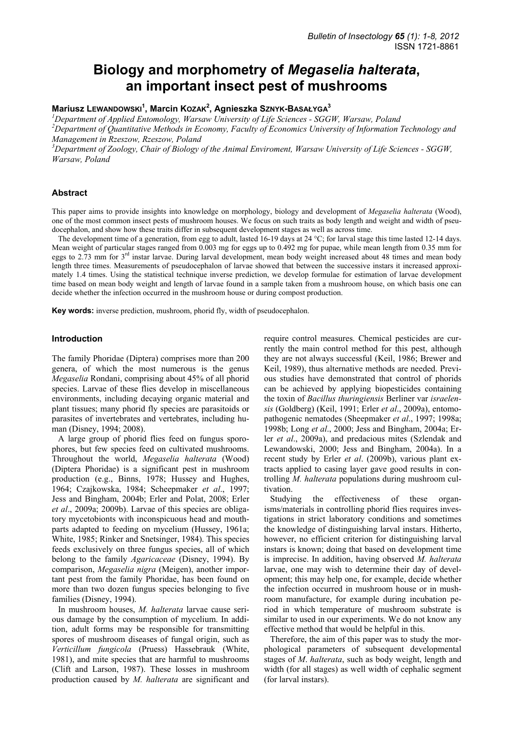# Biology and morphometry of *Megaselia halterata*, an important insect pest of mushrooms

**Mariusz Lewandowski[1], Marcin Kozak[2], Agnieszka Sznyk-Basałyga[3]**

[1]*Department of Applied Entomology, Warsaw University of Life Sciences - SGGW, Warsaw, Poland*
[2]*Department of Quantitative Methods in Economy, Faculty of Economics University of Information Technology and Management in Rzeszow, Rzeszow, Poland*
[3]*Department of Zoology, Chair of Biology of the Animal Enviroment, Warsaw University of Life Sciences - SGGW, Warsaw, Poland*

## Abstract

This paper aims to provide insights into knowledge on morphology, biology and development of *Megaselia halterata* (Wood), one of the most common insect pests of mushroom houses. We focus on such traits as body length and weight and width of pseudocephalon, and show how these traits differ in subsequent development stages as well as across time.

The development time of a generation, from egg to adult, lasted 16-19 days at 24 °C; for larval stage this time lasted 12-14 days. Mean weight of particular stages ranged from 0.003 mg for eggs up to 0.492 mg for pupae, while mean length from 0.35 mm for eggs to 2.73 mm for 3rd instar larvae. During larval development, mean body weight increased about 48 times and mean body length three times. Measurements of pseudocephalon of larvae showed that between the successive instars it increased approximately 1.4 times. Using the statistical technique inverse prediction, we develop formulae for estimation of larvae development time based on mean body weight and length of larvae found in a sample taken from a mushroom house, on which basis one can decide whether the infection occurred in the mushroom house or during compost production.

**Key words:** inverse prediction, mushroom, phorid fly, width of pseudocephalon.

## Introduction

The family Phoridae (Diptera) comprises more than 200 genera, of which the most numerous is the genus *Megaselia* Rondani, comprising about 45% of all phorid species. Larvae of these flies develop in miscellaneous environments, including decaying organic material and plant tissues; many phorid fly species are parasitoids or parasites of invertebrates and vertebrates, including human (Disney, 1994; 2008).

A large group of phorid flies feed on fungus sporophores, but few species feed on cultivated mushrooms. Throughout the world, *Megaselia halterata* (Wood) (Diptera Phoridae) is a significant pest in mushroom production (e.g., Binns, 1978; Hussey and Hughes, 1964; Czajkowska, 1984; Scheepmaker *et al*., 1997; Jess and Bingham, 2004b; Erler and Polat, 2008; Erler *et al*., 2009a; 2009b). Larvae of this species are obligatory mycetobionts with inconspicuous head and mouthparts adapted to feeding on mycelium (Hussey, 1961a; White, 1985; Rinker and Snetsinger, 1984). This species feeds exclusively on three fungus species, all of which belong to the family *Agaricaceae* (Disney, 1994). By comparison, *Megaselia nigra* (Meigen), another important pest from the family Phoridae, has been found on more than two dozen fungus species belonging to five families (Disney, 1994).

In mushroom houses, *M. halterata* larvae cause serious damage by the consumption of mycelium. In addition, adult forms may be responsible for transmitting spores of mushroom diseases of fungal origin, such as *Verticillum fungicola* (Pruess) Hassebrauk (White, 1981), and mite species that are harmful to mushrooms (Clift and Larson, 1987). These losses in mushroom production caused by *M. halterata* are significant and require control measures. Chemical pesticides are currently the main control method for this pest, although they are not always successful (Keil, 1986; Brewer and Keil, 1989), thus alternative methods are needed. Previous studies have demonstrated that control of phorids can be achieved by applying biopesticides containing the toxin of *Bacillus thuringiensis* Berliner var *israelensis* (Goldberg) (Keil, 1991; Erler *et al*., 2009a), entomopathogenic nematodes (Sheepmaker *et al*., 1997; 1998a; 1998b; Long *et al*., 2000; Jess and Bingham, 2004a; Erler *et al*., 2009a), and predacious mites (Szlendak and Lewandowski, 2000; Jess and Bingham, 2004a). In a recent study by Erler *et al*. (2009b), various plant extracts applied to casing layer gave good results in controlling *M. halterata* populations during mushroom cultivation.

Studying the effectiveness of these organisms/materials in controlling phorid flies requires investigations in strict laboratory conditions and sometimes the knowledge of distinguishing larval instars. Hitherto, however, no efficient criterion for distinguishing larval instars is known; doing that based on development time is imprecise. In addition, having observed *M. halterata* larvae, one may wish to determine their day of development; this may help one, for example, decide whether the infection occurred in mushroom house or in mushroom manufacture, for example during incubation period in which temperature of mushroom substrate is similar to used in our experiments. We do not know any effective method that would be helpful in this.

Therefore, the aim of this paper was to study the morphological parameters of subsequent developmental stages of *M. halterata*, such as body weight, length and width (for all stages) as well width of cephalic segment (for larval instars).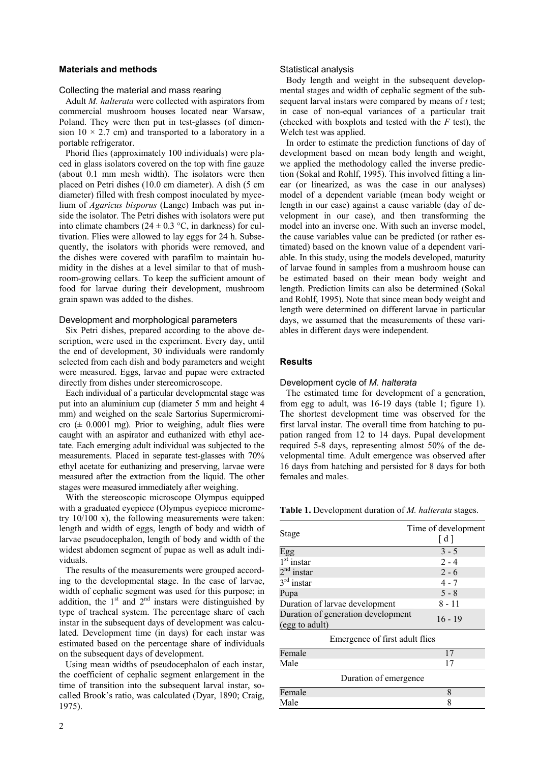## Materials and methods

### Collecting the material and mass rearing

Adult *M. halterata* were collected with aspirators from commercial mushroom houses located near Warsaw, Poland. They were then put in test-glasses (of dimension 10 × 2.7 cm) and transported to a laboratory in a portable refrigerator.

Phorid flies (approximately 100 individuals) were placed in glass isolators covered on the top with fine gauze (about 0.1 mm mesh width). The isolators were then placed on Petri dishes (10.0 cm diameter). A dish (5 cm diameter) filled with fresh compost inoculated by mycelium of *Agaricus bisporus* (Lange) Imbach was put inside the isolator. The Petri dishes with isolators were put into climate chambers (24 ± 0.3 °C, in darkness) for cultivation. Flies were allowed to lay eggs for 24 h. Subsequently, the isolators with phorids were removed, and the dishes were covered with parafilm to maintain humidity in the dishes at a level similar to that of mushroom-growing cellars. To keep the sufficient amount of food for larvae during their development, mushroom grain spawn was added to the dishes.

### Development and morphological parameters

Six Petri dishes, prepared according to the above description, were used in the experiment. Every day, until the end of development, 30 individuals were randomly selected from each dish and body parameters and weight were measured. Eggs, larvae and pupae were extracted directly from dishes under stereomicroscope.

Each individual of a particular developmental stage was put into an aluminium cup (diameter 5 mm and height 4 mm) and weighed on the scale Sartorius Supermicromicro (± 0.0001 mg). Prior to weighing, adult flies were caught with an aspirator and euthanized with ethyl acetate. Each emerging adult individual was subjected to the measurements. Placed in separate test-glasses with 70% ethyl acetate for euthanizing and preserving, larvae were measured after the extraction from the liquid. The other stages were measured immediately after weighing.

With the stereoscopic microscope Olympus equipped with a graduated eyepiece (Olympus eyepiece micrometry 10/100 x), the following measurements were taken: length and width of eggs, length of body and width of larvae pseudocephalon, length of body and width of the widest abdomen segment of pupae as well as adult individuals.

The results of the measurements were grouped according to the developmental stage. In the case of larvae, width of cephalic segment was used for this purpose; in addition, the 1st and 2nd instars were distinguished by type of tracheal system. The percentage share of each instar in the subsequent days of development was calculated. Development time (in days) for each instar was estimated based on the percentage share of individuals on the subsequent days of development.

Using mean widths of pseudocephalon of each instar, the coefficient of cephalic segment enlargement in the time of transition into the subsequent larval instar, so-called Brook's ratio, was calculated (Dyar, 1890; Craig, 1975).

### Statistical analysis

Body length and weight in the subsequent developmental stages and width of cephalic segment of the subsequent larval instars were compared by means of *t* test; in case of non-equal variances of a particular trait (checked with boxplots and tested with the *F* test), the Welch test was applied.

In order to estimate the prediction functions of day of development based on mean body length and weight, we applied the methodology called the inverse prediction (Sokal and Rohlf, 1995). This involved fitting a linear (or linearized, as was the case in our analyses) model of a dependent variable (mean body weight or length in our case) against a cause variable (day of development in our case), and then transforming the model into an inverse one. With such an inverse model, the cause variables value can be predicted (or rather estimated) based on the known value of a dependent variable. In this study, using the models developed, maturity of larvae found in samples from a mushroom house can be estimated based on their mean body weight and length. Prediction limits can also be determined (Sokal and Rohlf, 1995). Note that since mean body weight and length were determined on different larvae in particular days, we assumed that the measurements of these variables in different days were independent.

## Results

### Development cycle of *M. halterata*

The estimated time for development of a generation, from egg to adult, was 16-19 days (table 1; figure 1). The shortest development time was observed for the first larval instar. The overall time from hatching to pupation ranged from 12 to 14 days. Pupal development required 5-8 days, representing almost 50% of the developmental time. Adult emergence was observed after 16 days from hatching and persisted for 8 days for both females and males.

**Table 1.** Development duration of *M. halterata* stages.

| Stage | Time of development [ d ] |
|---|---|
| Egg | 3 - 5 |
| 1st instar | 2 - 4 |
| 2nd instar | 2 - 6 |
| 3rd instar | 4 - 7 |
| Pupa | 5 - 8 |
| Duration of larvae development | 8 - 11 |
| Duration of generation development (egg to adult) | 16 - 19 |
| **Emergence of first adult flies** | |
| Female | 17 |
| Male | 17 |
| **Duration of emergence** | |
| Female | 8 |
| Male | 8 |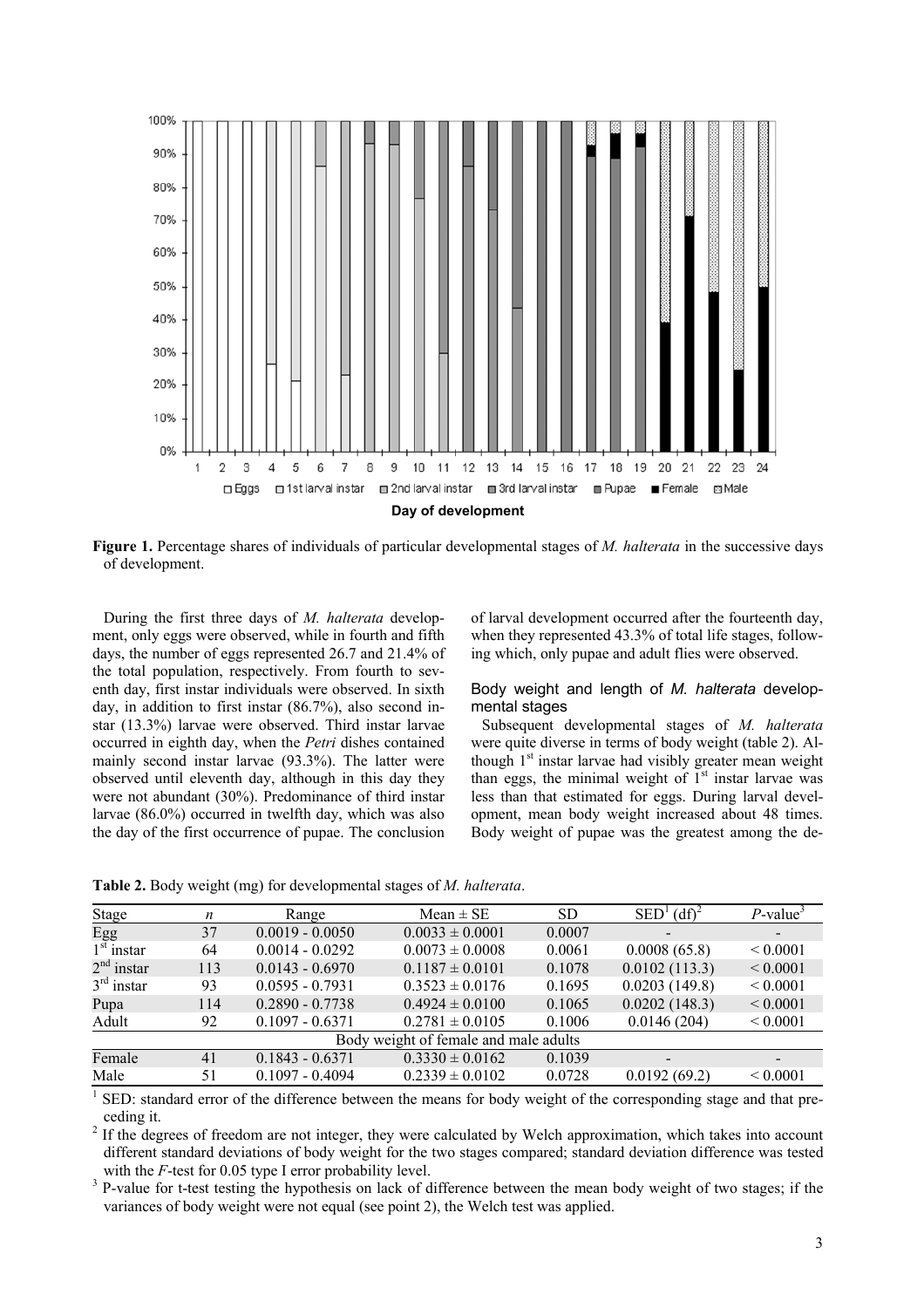**Figure 1.** Percentage shares of individuals of particular developmental stages of *M. halterata* in the successive days of development.

During the first three days of *M. halterata* development, only eggs were observed, while in fourth and fifth days, the number of eggs represented 26.7 and 21.4% of the total population, respectively. From fourth to seventh day, first instar individuals were observed. In sixth day, in addition to first instar (86.7%), also second instar (13.3%) larvae were observed. Third instar larvae occurred in eighth day, when the *Petri* dishes contained mainly second instar larvae (93.3%). The latter were observed until eleventh day, although in this day they were not abundant (30%). Predominance of third instar larvae (86.0%) occurred in twelfth day, which was also the day of the first occurrence of pupae. The conclusion of larval development occurred after the fourteenth day, when they represented 43.3% of total life stages, following which, only pupae and adult flies were observed.

### Body weight and length of *M. halterata* developmental stages

Subsequent developmental stages of *M. halterata* were quite diverse in terms of body weight (table 2). Although 1st instar larvae had visibly greater mean weight than eggs, the minimal weight of 1st instar larvae was less than that estimated for eggs. During larval development, mean body weight increased about 48 times. Body weight of pupae was the greatest among the de-

**Table 2.** Body weight (mg) for developmental stages of *M. halterata*.

| Stage | $n$ | Range | Mean ± SE | SD | SED[1] (df)[2] | $P$-value[3] |
|---|---|---|---|---|---|---|
| Egg | 37 | 0.0019 - 0.0050 | 0.0033 ± 0.0001 | 0.0007 | - | - |
| 1st instar | 64 | 0.0014 - 0.0292 | 0.0073 ± 0.0008 | 0.0061 | 0.0008 (65.8) | < 0.0001 |
| 2nd instar | 113 | 0.0143 - 0.6970 | 0.1187 ± 0.0101 | 0.1078 | 0.0102 (113.3) | < 0.0001 |
| 3rd instar | 93 | 0.0595 - 0.7931 | 0.3523 ± 0.0176 | 0.1695 | 0.0203 (149.8) | < 0.0001 |
| Pupa | 114 | 0.2890 - 0.7738 | 0.4924 ± 0.0100 | 0.1065 | 0.0202 (148.3) | < 0.0001 |
| Adult | 92 | 0.1097 - 0.6371 | 0.2781 ± 0.0105 | 0.1006 | 0.0146 (204) | < 0.0001 |
| Body weight of female and male adults | | | | | | |
| Female | 41 | 0.1843 - 0.6371 | 0.3330 ± 0.0162 | 0.1039 | - | - |
| Male | 51 | 0.1097 - 0.4094 | 0.2339 ± 0.0102 | 0.0728 | 0.0192 (69.2) | < 0.0001 |

[1] SED: standard error of the difference between the means for body weight of the corresponding stage and that preceding it.
[2] If the degrees of freedom are not integer, they were calculated by Welch approximation, which takes into account different standard deviations of body weight for the two stages compared; standard deviation difference was tested with the $F$-test for 0.05 type I error probability level.
[3] P-value for t-test testing the hypothesis on lack of difference between the mean body weight of two stages; if the variances of body weight were not equal (see point 2), the Welch test was applied.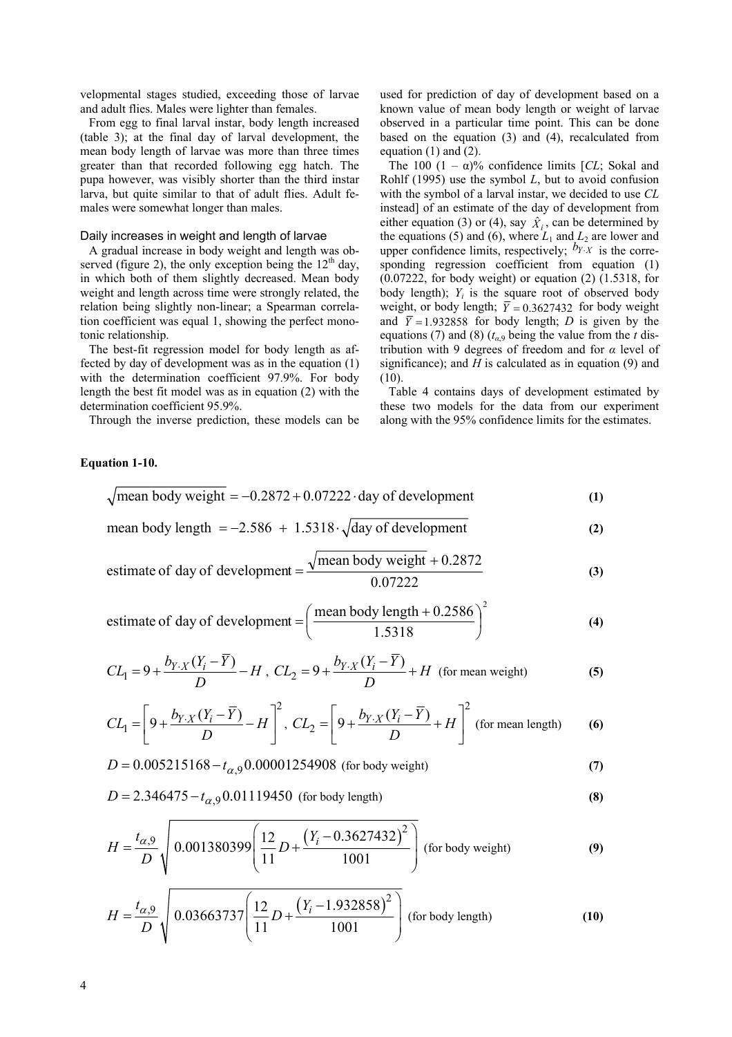velopmental stages studied, exceeding those of larvae and adult flies. Males were lighter than females.

From egg to final larval instar, body length increased (table 3); at the final day of larval development, the mean body length of larvae was more than three times greater than that recorded following egg hatch. The pupa however, was visibly shorter than the third instar larva, but quite similar to that of adult flies. Adult females were somewhat longer than males.

### Daily increases in weight and length of larvae

A gradual increase in body weight and length was observed (figure 2), the only exception being the 12th day, in which both of them slightly decreased. Mean body weight and length across time were strongly related, the relation being slightly non-linear; a Spearman correlation coefficient was equal 1, showing the perfect monotonic relationship.

The best-fit regression model for body length as affected by day of development was as in the equation (1) with the determination coefficient 97.9%. For body length the best fit model was as in equation (2) with the determination coefficient 95.9%.

Through the inverse prediction, these models can be used for prediction of day of development based on a known value of mean body length or weight of larvae observed in a particular time point. This can be done based on the equation (3) and (4), recalculated from equation (1) and (2).

The 100 (1 – α)% confidence limits [*CL*; Sokal and Rohlf (1995) use the symbol *L*, but to avoid confusion with the symbol of a larval instar, we decided to use *CL* instead] of an estimate of the day of development from either equation (3) or (4), say $\hat{X}_i$, can be determined by the equations (5) and (6), where $L_1$ and $L_2$ are lower and upper confidence limits, respectively; $b_{Y \cdot X}$ is the corresponding regression coefficient from equation (1) (0.07222, for body weight) or equation (2) (1.5318, for body length); $Y_i$ is the square root of observed body weight, or body length; $\bar{Y} = 0.3627432$ for body weight and $\bar{Y} = 1.932858$ for body length; *D* is given by the equations (7) and (8) ($t_{\alpha,9}$ being the value from the *t* distribution with 9 degrees of freedom and for *α* level of significance); and *H* is calculated as in equation (9) and (10).

Table 4 contains days of development estimated by these two models for the data from our experiment along with the 95% confidence limits for the estimates.

**Equation 1-10.**

$$\sqrt{\text{mean body weight}} = -0.2872 + 0.07222 \cdot \text{day of development} \tag{1}$$

$$\text{mean body length} = -2.586 + 1.5318 \cdot \sqrt{\text{day of development}} \tag{2}$$

$$\text{estimate of day of development} = \frac{\sqrt{\text{mean body weight}} + 0.2872}{0.07222} \tag{3}$$

$$\text{estimate of day of development} = \left( \frac{\text{mean body length} + 0.2586}{1.5318} \right)^2 \tag{4}$$

$$CL_1 = 9 + \frac{b_{Y \cdot X}(Y_i - \bar{Y})}{D} - H \,,\; CL_2 = 9 + \frac{b_{Y \cdot X}(Y_i - \bar{Y})}{D} + H \quad \text{(for mean weight)} \tag{5}$$

$$CL_1 = \left[ 9 + \frac{b_{Y \cdot X}(Y_i - \bar{Y})}{D} - H \right]^2 ,\; CL_2 = \left[ 9 + \frac{b_{Y \cdot X}(Y_i - \bar{Y})}{D} + H \right]^2 \quad \text{(for mean length)} \tag{6}$$

$$D = 0.005215168 - t_{\alpha,9} 0.00001254908 \quad \text{(for body weight)} \tag{7}$$

$$D = 2.346475 - t_{\alpha,9} 0.01119450 \quad \text{(for body length)} \tag{8}$$

$$H = \frac{t_{\alpha,9}}{D} \sqrt{0.001380399 \left( \frac{12}{11} D + \frac{(Y_i - 0.3627432)^2}{1001} \right)} \quad \text{(for body weight)} \tag{9}$$

$$H = \frac{t_{\alpha,9}}{D} \sqrt{0.03663737 \left( \frac{12}{11} D + \frac{(Y_i - 1.932858)^2}{1001} \right)} \quad \text{(for body length)} \tag{10}$$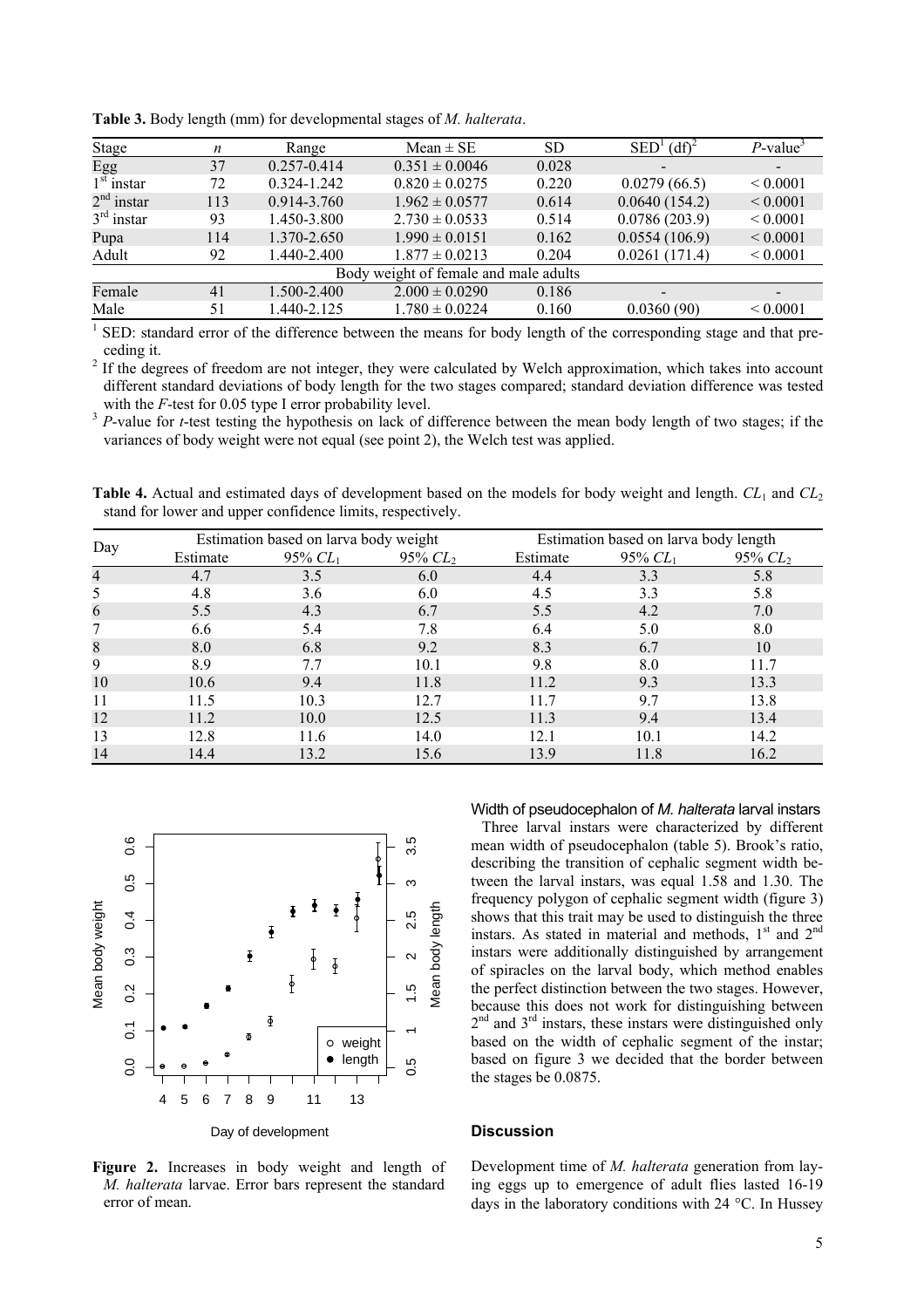**Table 3.** Body length (mm) for developmental stages of *M. halterata*.

| Stage | *n* | Range | Mean ± SE | SD | SED[1] (df)[2] | *P*-value[3] |
|---|---|---|---|---|---|---|
| Egg | 37 | 0.257-0.414 | 0.351 ± 0.0046 | 0.028 | - | - |
| 1st instar | 72 | 0.324-1.242 | 0.820 ± 0.0275 | 0.220 | 0.0279 (66.5) | < 0.0001 |
| 2nd instar | 113 | 0.914-3.760 | 1.962 ± 0.0577 | 0.614 | 0.0640 (154.2) | < 0.0001 |
| 3rd instar | 93 | 1.450-3.800 | 2.730 ± 0.0533 | 0.514 | 0.0786 (203.9) | < 0.0001 |
| Pupa | 114 | 1.370-2.650 | 1.990 ± 0.0151 | 0.162 | 0.0554 (106.9) | < 0.0001 |
| Adult | 92 | 1.440-2.400 | 1.877 ± 0.0213 | 0.204 | 0.0261 (171.4) | < 0.0001 |
| Body weight of female and male adults | | | | | | |
| Female | 41 | 1.500-2.400 | 2.000 ± 0.0290 | 0.186 | - | - |
| Male | 51 | 1.440-2.125 | 1.780 ± 0.0224 | 0.160 | 0.0360 (90) | < 0.0001 |

[1] SED: standard error of the difference between the means for body length of the corresponding stage and that preceding it.

[2] If the degrees of freedom are not integer, they were calculated by Welch approximation, which takes into account different standard deviations of body length for the two stages compared; standard deviation difference was tested with the *F*-test for 0.05 type I error probability level.

[3] *P*-value for *t*-test testing the hypothesis on lack of difference between the mean body length of two stages; if the variances of body weight were not equal (see point 2), the Welch test was applied.

**Table 4.** Actual and estimated days of development based on the models for body weight and length. $CL_1$ and $CL_2$ stand for lower and upper confidence limits, respectively.

| Day | Estimation based on larva body weight | | | Estimation based on larva body length | | |
|---|---|---|---|---|---|---|
| | Estimate | 95% $CL_1$ | 95% $CL_2$ | Estimate | 95% $CL_1$ | 95% $CL_2$ |
| 4 | 4.7 | 3.5 | 6.0 | 4.4 | 3.3 | 5.8 |
| 5 | 4.8 | 3.6 | 6.0 | 4.5 | 3.3 | 5.8 |
| 6 | 5.5 | 4.3 | 6.7 | 5.5 | 4.2 | 7.0 |
| 7 | 6.6 | 5.4 | 7.8 | 6.4 | 5.0 | 8.0 |
| 8 | 8.0 | 6.8 | 9.2 | 8.3 | 6.7 | 10 |
| 9 | 8.9 | 7.7 | 10.1 | 9.8 | 8.0 | 11.7 |
| 10 | 10.6 | 9.4 | 11.8 | 11.2 | 9.3 | 13.3 |
| 11 | 11.5 | 10.3 | 12.7 | 11.7 | 9.7 | 13.8 |
| 12 | 11.2 | 10.0 | 12.5 | 11.3 | 9.4 | 13.4 |
| 13 | 12.8 | 11.6 | 14.0 | 12.1 | 10.1 | 14.2 |
| 14 | 14.4 | 13.2 | 15.6 | 13.9 | 11.8 | 16.2 |

**Figure 2.** Increases in body weight and length of *M. halterata* larvae. Error bars represent the standard error of mean.

### Width of pseudocephalon of *M. halterata* larval instars

Three larval instars were characterized by different mean width of pseudocephalon (table 5). Brook's ratio, describing the transition of cephalic segment width between the larval instars, was equal 1.58 and 1.30. The frequency polygon of cephalic segment width (figure 3) shows that this trait may be used to distinguish the three instars. As stated in material and methods, 1st and 2nd instars were additionally distinguished by arrangement of spiracles on the larval body, which method enables the perfect distinction between the two stages. However, because this does not work for distinguishing between 2nd and 3rd instars, these instars were distinguished only based on the width of cephalic segment of the instar; based on figure 3 we decided that the border between the stages be 0.0875.

## Discussion

Development time of *M. halterata* generation from laying eggs up to emergence of adult flies lasted 16-19 days in the laboratory conditions with 24 °C. In Hussey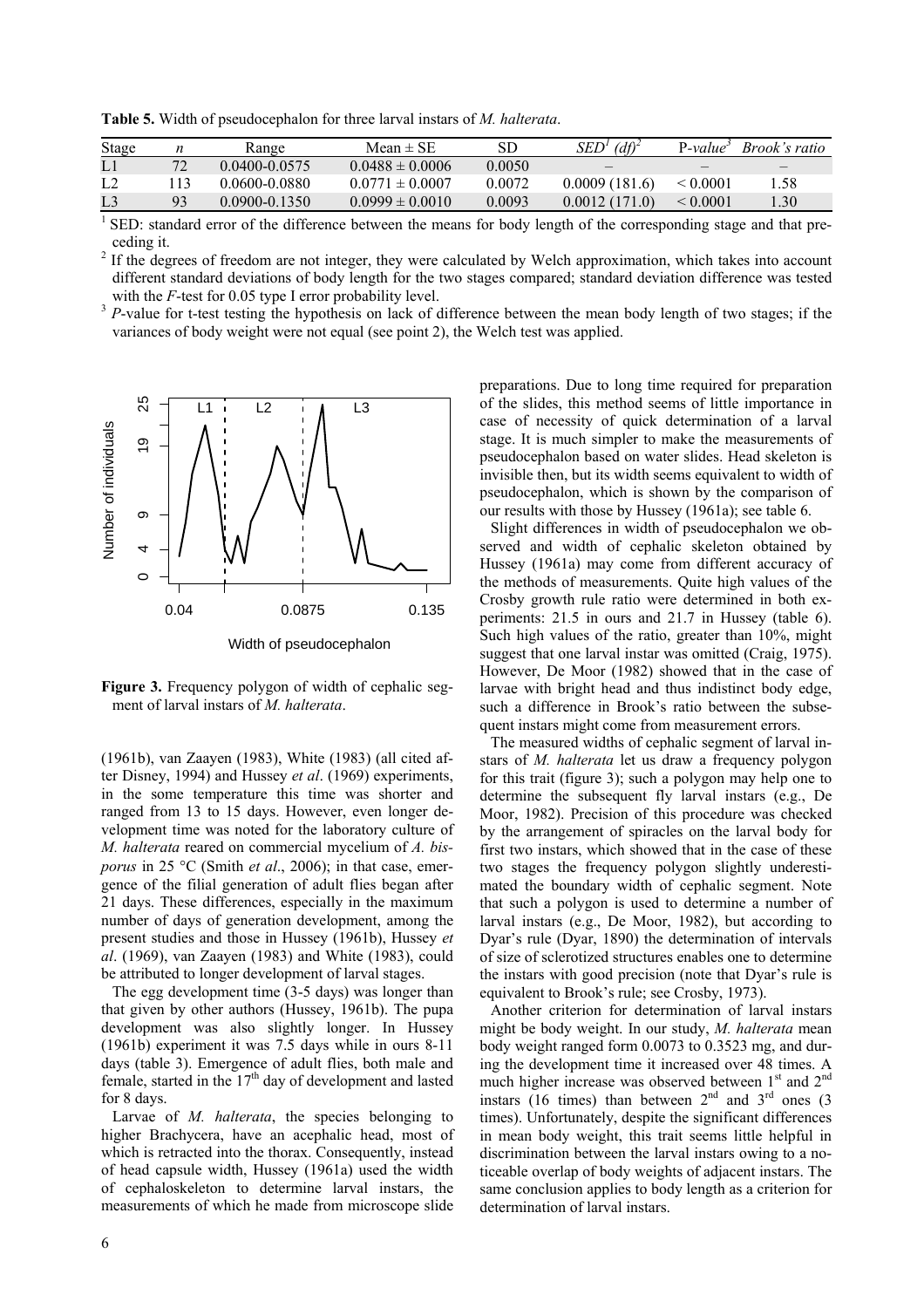**Table 5.** Width of pseudocephalon for three larval instars of *M. halterata*.

| Stage | *n* | Range | Mean ± SE | SD | $SED^{1}$ $(df)^{2}$ | P-*value*[3] | *Brook's ratio* |
|---|---|---|---|---|---|---|---|
| L1 | 72 | 0.0400-0.0575 | 0.0488 ± 0.0006 | 0.0050 | – | – | – |
| L2 | 113 | 0.0600-0.0880 | 0.0771 ± 0.0007 | 0.0072 | 0.0009 (181.6) | < 0.0001 | 1.58 |
| L3 | 93 | 0.0900-0.1350 | 0.0999 ± 0.0010 | 0.0093 | 0.0012 (171.0) | < 0.0001 | 1.30 |

[1] SED: standard error of the difference between the means for body length of the corresponding stage and that preceding it.
[2] If the degrees of freedom are not integer, they were calculated by Welch approximation, which takes into account different standard deviations of body length for the two stages compared; standard deviation difference was tested with the *F*-test for 0.05 type I error probability level.
[3] *P*-value for t-test testing the hypothesis on lack of difference between the mean body length of two stages; if the variances of body weight were not equal (see point 2), the Welch test was applied.

**Figure 3.** Frequency polygon of width of cephalic segment of larval instars of *M. halterata*.

(1961b), van Zaayen (1983), White (1983) (all cited after Disney, 1994) and Hussey *et al*. (1969) experiments, in the some temperature this time was shorter and ranged from 13 to 15 days. However, even longer development time was noted for the laboratory culture of *M. halterata* reared on commercial mycelium of *A. bisporus* in 25 °C (Smith *et al*., 2006); in that case, emergence of the filial generation of adult flies began after 21 days. These differences, especially in the maximum number of days of generation development, among the present studies and those in Hussey (1961b), Hussey *et al*. (1969), van Zaayen (1983) and White (1983), could be attributed to longer development of larval stages.

The egg development time (3-5 days) was longer than that given by other authors (Hussey, 1961b). The pupa development was also slightly longer. In Hussey (1961b) experiment it was 7.5 days while in ours 8-11 days (table 3). Emergence of adult flies, both male and female, started in the 17th day of development and lasted for 8 days.

Larvae of *M. halterata*, the species belonging to higher Brachycera, have an acephalic head, most of which is retracted into the thorax. Consequently, instead of head capsule width, Hussey (1961a) used the width of cephaloskeleton to determine larval instars, the measurements of which he made from microscope slide preparations. Due to long time required for preparation of the slides, this method seems of little importance in case of necessity of quick determination of a larval stage. It is much simpler to make the measurements of pseudocephalon based on water slides. Head skeleton is invisible then, but its width seems equivalent to width of pseudocephalon, which is shown by the comparison of our results with those by Hussey (1961a); see table 6.

Slight differences in width of pseudocephalon we observed and width of cephalic skeleton obtained by Hussey (1961a) may come from different accuracy of the methods of measurements. Quite high values of the Crosby growth rule ratio were determined in both experiments: 21.5 in ours and 21.7 in Hussey (table 6). Such high values of the ratio, greater than 10%, might suggest that one larval instar was omitted (Craig, 1975). However, De Moor (1982) showed that in the case of larvae with bright head and thus indistinct body edge, such a difference in Brook's ratio between the subsequent instars might come from measurement errors.

The measured widths of cephalic segment of larval instars of *M. halterata* let us draw a frequency polygon for this trait (figure 3); such a polygon may help one to determine the subsequent fly larval instars (e.g., De Moor, 1982). Precision of this procedure was checked by the arrangement of spiracles on the larval body for first two instars, which showed that in the case of these two stages the frequency polygon slightly underestimated the boundary width of cephalic segment. Note that such a polygon is used to determine a number of larval instars (e.g., De Moor, 1982), but according to Dyar's rule (Dyar, 1890) the determination of intervals of size of sclerotized structures enables one to determine the instars with good precision (note that Dyar's rule is equivalent to Brook's rule; see Crosby, 1973).

Another criterion for determination of larval instars might be body weight. In our study, *M. halterata* mean body weight ranged form 0.0073 to 0.3523 mg, and during the development time it increased over 48 times. A much higher increase was observed between 1st and 2nd instars (16 times) than between 2nd and 3rd ones (3 times). Unfortunately, despite the significant differences in mean body weight, this trait seems little helpful in discrimination between the larval instars owing to a noticeable overlap of body weights of adjacent instars. The same conclusion applies to body length as a criterion for determination of larval instars.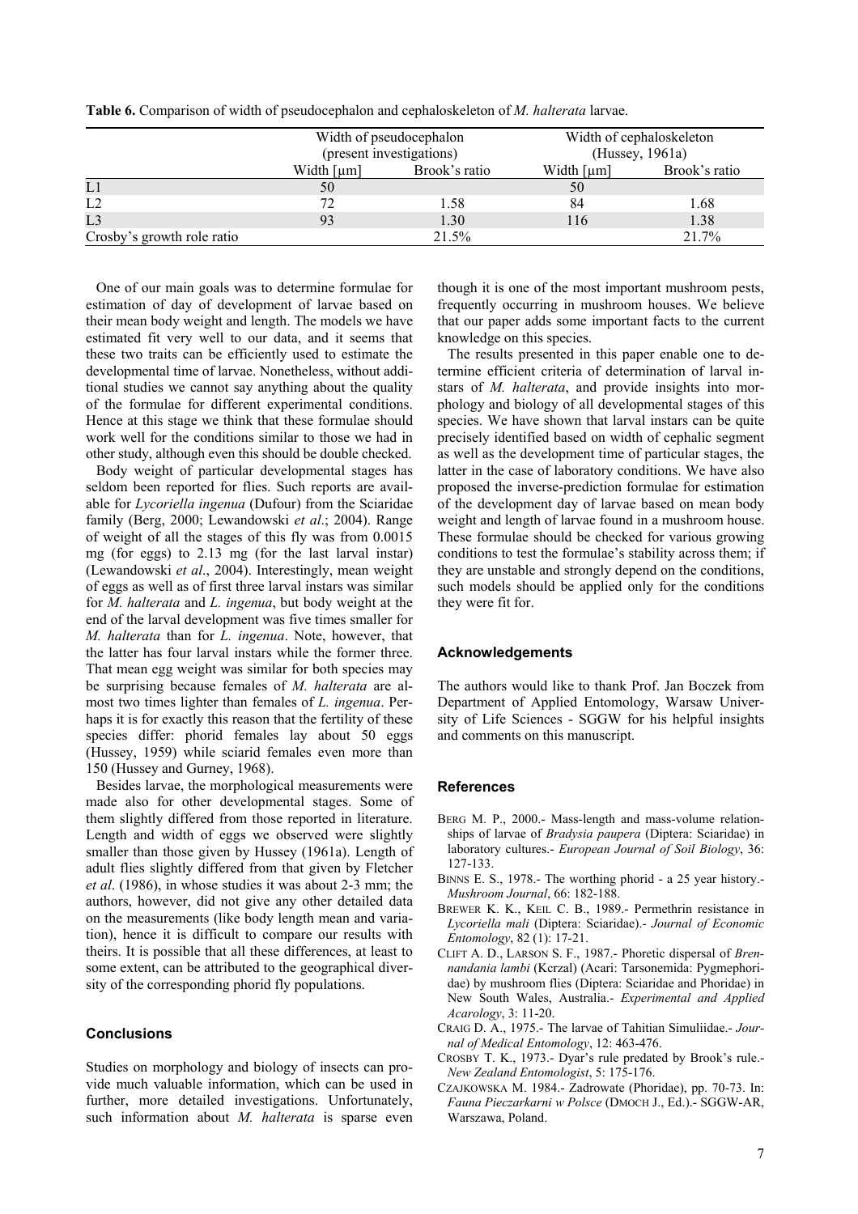**Table 6.** Comparison of width of pseudocephalon and cephaloskeleton of *M. halterata* larvae.

| | Width of pseudocephalon (present investigations) | | Width of cephaloskeleton (Hussey, 1961a) | |
|---|---|---|---|---|
| | Width [µm] | Brook's ratio | Width [µm] | Brook's ratio |
| L1 | 50 | | 50 | |
| L2 | 72 | 1.58 | 84 | 1.68 |
| L3 | 93 | 1.30 | 116 | 1.38 |
| Crosby's growth role ratio | | 21.5% | | 21.7% |

One of our main goals was to determine formulae for estimation of day of development of larvae based on their mean body weight and length. The models we have estimated fit very well to our data, and it seems that these two traits can be efficiently used to estimate the developmental time of larvae. Nonetheless, without additional studies we cannot say anything about the quality of the formulae for different experimental conditions. Hence at this stage we think that these formulae should work well for the conditions similar to those we had in other study, although even this should be double checked.

Body weight of particular developmental stages has seldom been reported for flies. Such reports are available for *Lycoriella ingenua* (Dufour) from the Sciaridae family (Berg, 2000; Lewandowski *et al*.; 2004). Range of weight of all the stages of this fly was from 0.0015 mg (for eggs) to 2.13 mg (for the last larval instar) (Lewandowski *et al*., 2004). Interestingly, mean weight of eggs as well as of first three larval instars was similar for *M. halterata* and *L. ingenua*, but body weight at the end of the larval development was five times smaller for *M. halterata* than for *L. ingenua*. Note, however, that the latter has four larval instars while the former three. That mean egg weight was similar for both species may be surprising because females of *M. halterata* are almost two times lighter than females of *L. ingenua*. Perhaps it is for exactly this reason that the fertility of these species differ: phorid females lay about 50 eggs (Hussey, 1959) while sciarid females even more than 150 (Hussey and Gurney, 1968).

Besides larvae, the morphological measurements were made also for other developmental stages. Some of them slightly differed from those reported in literature. Length and width of eggs we observed were slightly smaller than those given by Hussey (1961a). Length of adult flies slightly differed from that given by Fletcher *et al*. (1986), in whose studies it was about 2-3 mm; the authors, however, did not give any other detailed data on the measurements (like body length mean and variation), hence it is difficult to compare our results with theirs. It is possible that all these differences, at least to some extent, can be attributed to the geographical diversity of the corresponding phorid fly populations.

## Conclusions

Studies on morphology and biology of insects can provide much valuable information, which can be used in further, more detailed investigations. Unfortunately, such information about *M. halterata* is sparse even though it is one of the most important mushroom pests, frequently occurring in mushroom houses. We believe that our paper adds some important facts to the current knowledge on this species.

The results presented in this paper enable one to determine efficient criteria of determination of larval instars of *M. halterata*, and provide insights into morphology and biology of all developmental stages of this species. We have shown that larval instars can be quite precisely identified based on width of cephalic segment as well as the development time of particular stages, the latter in the case of laboratory conditions. We have also proposed the inverse-prediction formulae for estimation of the development day of larvae based on mean body weight and length of larvae found in a mushroom house. These formulae should be checked for various growing conditions to test the formulae's stability across them; if they are unstable and strongly depend on the conditions, such models should be applied only for the conditions they were fit for.

## Acknowledgements

The authors would like to thank Prof. Jan Boczek from Department of Applied Entomology, Warsaw University of Life Sciences - SGGW for his helpful insights and comments on this manuscript.

## References

BERG M. P., 2000.- Mass-length and mass-volume relationships of larvae of *Bradysia paupera* (Diptera: Sciaridae) in laboratory cultures.- *European Journal of Soil Biology*, 36: 127-133.

BINNS E. S., 1978.- The worthing phorid - a 25 year history.- *Mushroom Journal*, 66: 182-188.

BREWER K. K., KEIL C. B., 1989.- Permethrin resistance in *Lycoriella mali* (Diptera: Sciaridae).- *Journal of Economic Entomology*, 82 (1): 17-21.

CLIFT A. D., LARSON S. F., 1987.- Phoretic dispersal of *Brennandania lambi* (Kcrzal) (Acari: Tarsonemida: Pygmephoridae) by mushroom flies (Diptera: Sciaridae and Phoridae) in New South Wales, Australia.- *Experimental and Applied Acarology*, 3: 11-20.

CRAIG D. A., 1975.- The larvae of Tahitian Simuliidae.- *Journal of Medical Entomology*, 12: 463-476.

CROSBY T. K., 1973.- Dyar's rule predated by Brook's rule.- *New Zealand Entomologist*, 5: 175-176.

CZAJKOWSKA M. 1984.- Zadrowate (Phoridae), pp. 70-73. In: *Fauna Pieczarkarni w Polsce* (DMOCH J., Ed.).- SGGW-AR, Warszawa, Poland.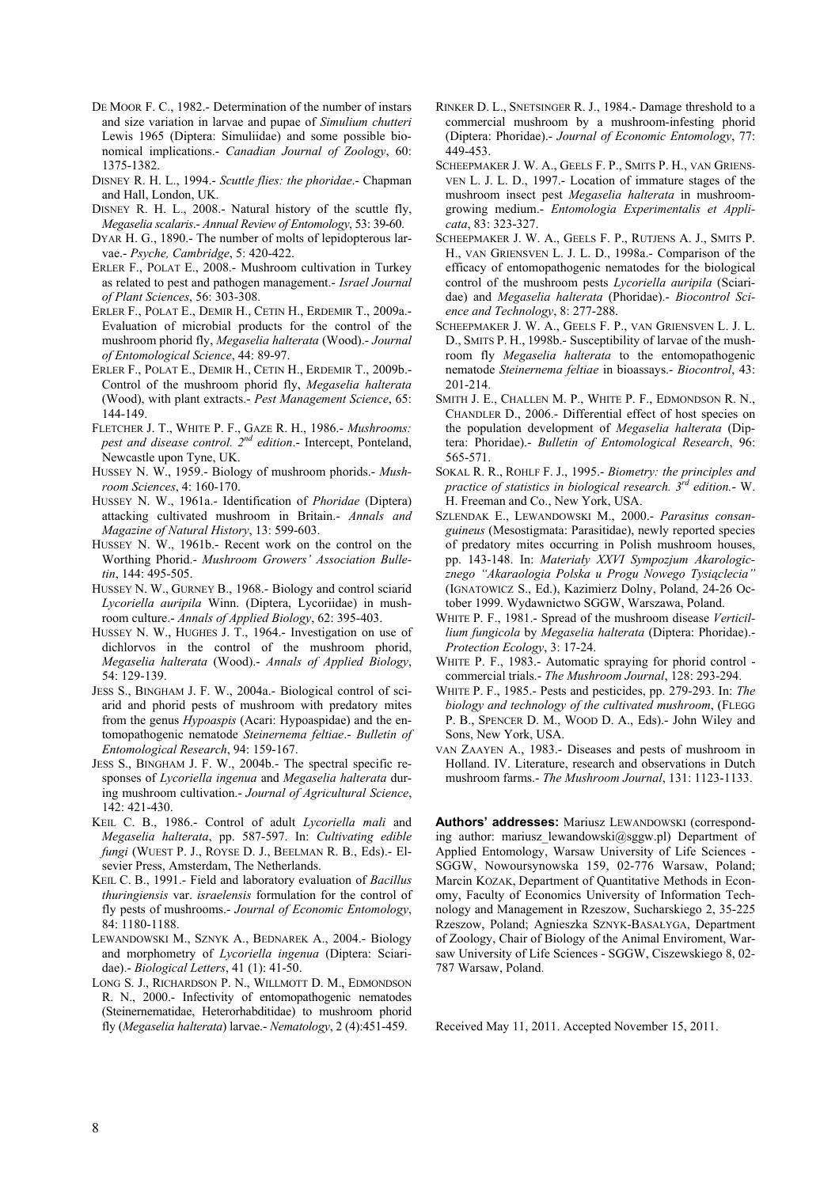DE MOOR F. C., 1982.- Determination of the number of instars and size variation in larvae and pupae of *Simulium chutteri* Lewis 1965 (Diptera: Simuliidae) and some possible bionomical implications.- *Canadian Journal of Zoology*, 60: 1375-1382.

DISNEY R. H. L., 1994.- *Scuttle flies: the phoridae*.- Chapman and Hall, London, UK.

DISNEY R. H. L., 2008.- Natural history of the scuttle fly, *Megaselia scalaris*.- *Annual Review of Entomology*, 53: 39-60.

DYAR H. G., 1890.- The number of molts of lepidopterous larvae.- *Psyche, Cambridge*, 5: 420-422.

ERLER F., POLAT E., 2008.- Mushroom cultivation in Turkey as related to pest and pathogen management.- *Israel Journal of Plant Sciences*, 56: 303-308.

ERLER F., POLAT E., DEMIR H., CETIN H., ERDEMIR T., 2009a.- Evaluation of microbial products for the control of the mushroom phorid fly, *Megaselia halterata* (Wood).- *Journal of Entomological Science*, 44: 89-97.

ERLER F., POLAT E., DEMIR H., CETIN H., ERDEMIR T., 2009b.- Control of the mushroom phorid fly, *Megaselia halterata* (Wood), with plant extracts.- *Pest Management Science*, 65: 144-149.

FLETCHER J. T., WHITE P. F., GAZE R. H., 1986.- *Mushrooms: pest and disease control. 2nd edition*.- Intercept, Ponteland, Newcastle upon Tyne, UK.

HUSSEY N. W., 1959.- Biology of mushroom phorids.- *Mushroom Sciences*, 4: 160-170.

HUSSEY N. W., 1961a.- Identification of *Phoridae* (Diptera) attacking cultivated mushroom in Britain.- *Annals and Magazine of Natural History*, 13: 599-603.

HUSSEY N. W., 1961b.- Recent work on the control on the Worthing Phorid.- *Mushroom Growers' Association Bulletin*, 144: 495-505.

HUSSEY N. W., GURNEY B., 1968.- Biology and control sciarid *Lycoriella auripila* Winn. (Diptera, Lycoriidae) in mushroom culture.- *Annals of Applied Biology*, 62: 395-403.

HUSSEY N. W., HUGHES J. T., 1964.- Investigation on use of dichlorvos in the control of the mushroom phorid, *Megaselia halterata* (Wood).- *Annals of Applied Biology*, 54: 129-139.

JESS S., BINGHAM J. F. W., 2004a.- Biological control of sciarid and phorid pests of mushroom with predatory mites from the genus *Hypoaspis* (Acari: Hypoaspidae) and the entomopathogenic nematode *Steinernema feltiae*.- *Bulletin of Entomological Research*, 94: 159-167.

JESS S., BINGHAM J. F. W., 2004b.- The spectral specific responses of *Lycoriella ingenua* and *Megaselia halterata* during mushroom cultivation.- *Journal of Agricultural Science*, 142: 421-430.

KEIL C. B., 1986.- Control of adult *Lycoriella mali* and *Megaselia halterata*, pp. 587-597. In: *Cultivating edible fungi* (WUEST P. J., ROYSE D. J., BEELMAN R. B., Eds).- Elsevier Press, Amsterdam, The Netherlands.

KEIL C. B., 1991.- Field and laboratory evaluation of *Bacillus thuringiensis* var. *israelensis* formulation for the control of fly pests of mushrooms.- *Journal of Economic Entomology*, 84: 1180-1188.

LEWANDOWSKI M., SZNYK A., BEDNAREK A., 2004.- Biology and morphometry of *Lycoriella ingenua* (Diptera: Sciaridae).- *Biological Letters*, 41 (1): 41-50.

LONG S. J., RICHARDSON P. N., WILLMOTT D. M., EDMONDSON R. N., 2000.- Infectivity of entomopathogenic nematodes (Steinernematidae, Heterorhabditidae) to mushroom phorid fly (*Megaselia halterata*) larvae.- *Nematology*, 2 (4):451-459.

RINKER D. L., SNETSINGER R. J., 1984.- Damage threshold to a commercial mushroom by a mushroom-infesting phorid (Diptera: Phoridae).- *Journal of Economic Entomology*, 77: 449-453.

SCHEEPMAKER J. W. A., GEELS F. P., SMITS P. H., VAN GRIENSVEN L. J. L. D., 1997.- Location of immature stages of the mushroom insect pest *Megaselia halterata* in mushroom-growing medium.- *Entomologia Experimentalis et Applicata*, 83: 323-327.

SCHEEPMAKER J. W. A., GEELS F. P., RUTJENS A. J., SMITS P. H., VAN GRIENSVEN L. J. L. D., 1998a.- Comparison of the efficacy of entomopathogenic nematodes for the biological control of the mushroom pests *Lycoriella auripila* (Sciaridae) and *Megaselia halterata* (Phoridae).- *Biocontrol Science and Technology*, 8: 277-288.

SCHEEPMAKER J. W. A., GEELS F. P., VAN GRIENSVEN L. J. L. D., SMITS P. H., 1998b.- Susceptibility of larvae of the mushroom fly *Megaselia halterata* to the entomopathogenic nematode *Steinernema feltiae* in bioassays.- *Biocontrol*, 43: 201-214.

SMITH J. E., CHALLEN M. P., WHITE P. F., EDMONDSON R. N., CHANDLER D., 2006.- Differential effect of host species on the population development of *Megaselia halterata* (Diptera: Phoridae).- *Bulletin of Entomological Research*, 96: 565-571.

SOKAL R. R., ROHLF F. J., 1995.- *Biometry: the principles and practice of statistics in biological research. 3rd edition.*- W. H. Freeman and Co., New York, USA.

SZLENDAK E., LEWANDOWSKI M., 2000.- *Parasitus consanguineus* (Mesostigmata: Parasitidae), newly reported species of predatory mites occurring in Polish mushroom houses, pp. 143-148. In: *Materiały XXVI Sympozjum Akarologicznego "Akaraologia Polska u Progu Nowego Tysiąclecia"* (IGNATOWICZ S., Ed.), Kazimierz Dolny, Poland, 24-26 October 1999. Wydawnictwo SGGW, Warszawa, Poland.

WHITE P. F., 1981.- Spread of the mushroom disease *Verticillium fungicola* by *Megaselia halterata* (Diptera: Phoridae).- *Protection Ecology*, 3: 17-24.

WHITE P. F., 1983.- Automatic spraying for phorid control - commercial trials.- *The Mushroom Journal*, 128: 293-294.

WHITE P. F., 1985.- Pests and pesticides, pp. 279-293. In: *The biology and technology of the cultivated mushroom*, (FLEGG P. B., SPENCER D. M., WOOD D. A., Eds).- John Wiley and Sons, New York, USA.

VAN ZAAYEN A., 1983.- Diseases and pests of mushroom in Holland. IV. Literature, research and observations in Dutch mushroom farms.- *The Mushroom Journal*, 131: 1123-1133.

**Authors' addresses:** Mariusz LEWANDOWSKI (corresponding author: mariusz_lewandowski@sggw.pl) Department of Applied Entomology, Warsaw University of Life Sciences - SGGW, Nowoursynowska 159, 02-776 Warsaw, Poland; Marcin KOZAK, Department of Quantitative Methods in Economy, Faculty of Economics University of Information Technology and Management in Rzeszow, Sucharskiego 2, 35-225 Rzeszow, Poland; Agnieszka SZNYK-BASAŁYGA, Department of Zoology, Chair of Biology of the Animal Enviroment, Warsaw University of Life Sciences - SGGW, Ciszewskiego 8, 02-787 Warsaw, Poland.

Received May 11, 2011. Accepted November 15, 2011.